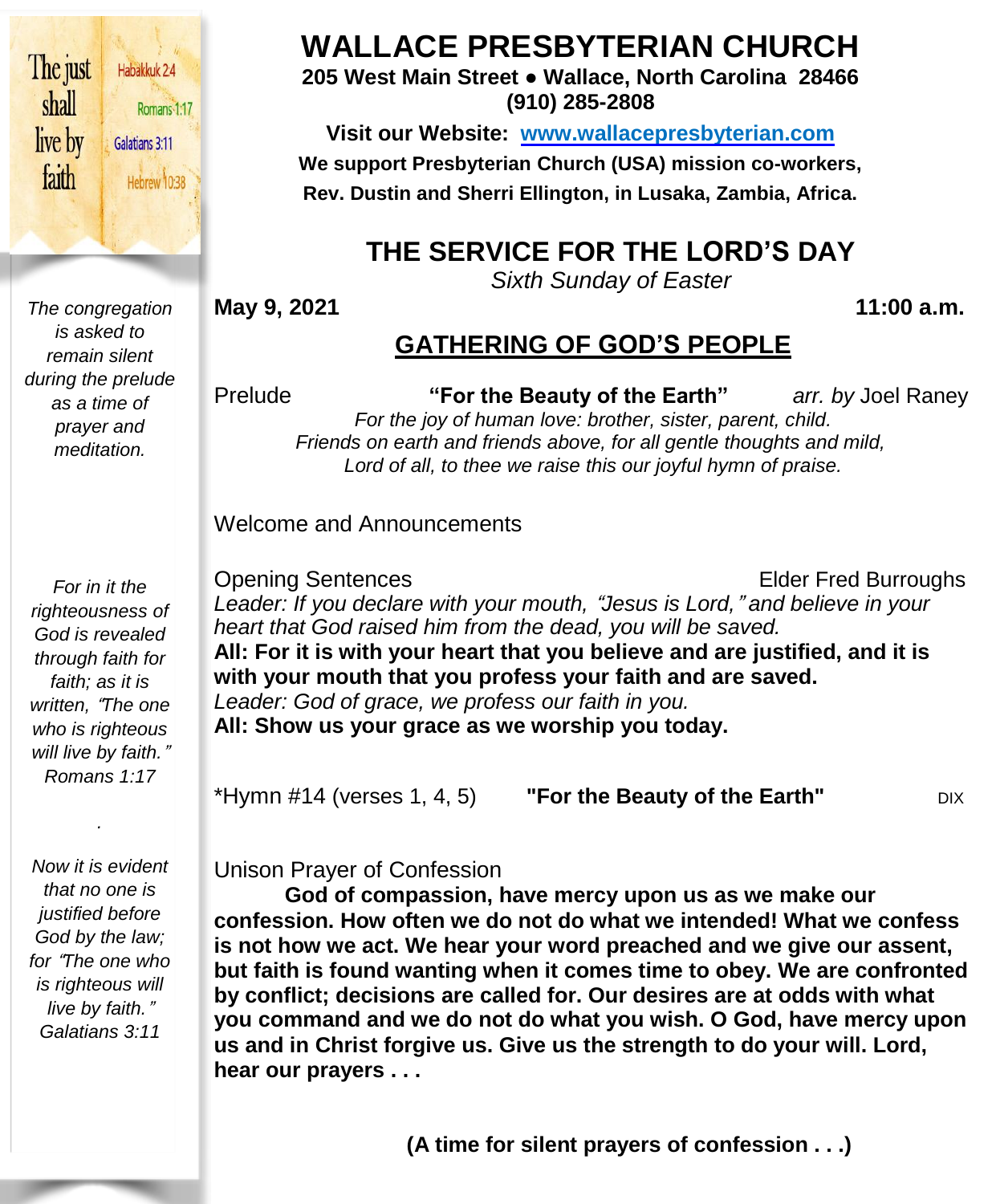The just shall live by faith

Habakkuk 2:4
Romans 1:17
Galatians 3:11
Hebrew 10:38

# WALLACE PRESBYTERIAN CHURCH

**205 West Main Street ● Wallace, North Carolina 28466**
**(910) 285-2808**

**Visit our Website: www.wallacepresbyterian.com**

**We support Presbyterian Church (USA) mission co-workers, Rev. Dustin and Sherri Ellington, in Lusaka, Zambia, Africa.**

## THE SERVICE FOR THE LORD'S DAY

*Sixth Sunday of Easter*

**May 9, 2021** **11:00 a.m.**

## GATHERING OF GOD'S PEOPLE

*The congregation is asked to remain silent during the prelude as a time of prayer and meditation.*

Prelude **"For the Beauty of the Earth"** *arr. by* Joel Raney

*For the joy of human love: brother, sister, parent, child.*
*Friends on earth and friends above, for all gentle thoughts and mild,*
*Lord of all, to thee we raise this our joyful hymn of praise.*

Welcome and Announcements

*For in it the righteousness of God is revealed through faith for faith; as it is written, "The one who is righteous will live by faith." Romans 1:17*

Opening Sentences Elder Fred Burroughs

*Leader: If you declare with your mouth, "Jesus is Lord," and believe in your heart that God raised him from the dead, you will be saved.*
**All: For it is with your heart that you believe and are justified, and it is with your mouth that you profess your faith and are saved.**
*Leader: God of grace, we profess our faith in you.*
**All: Show us your grace as we worship you today.**

*Hymn #14 (verses 1, 4, 5) **"For the Beauty of the Earth"** DIX

*Now it is evident that no one is justified before God by the law; for "The one who is righteous will live by faith." Galatians 3:11*

Unison Prayer of Confession

**God of compassion, have mercy upon us as we make our confession. How often we do not do what we intended! What we confess is not how we act. We hear your word preached and we give our assent, but faith is found wanting when it comes time to obey. We are confronted by conflict; decisions are called for. Our desires are at odds with what you command and we do not do what you wish. O God, have mercy upon us and in Christ forgive us. Give us the strength to do your will. Lord, hear our prayers . . .**

**(A time for silent prayers of confession . . .)**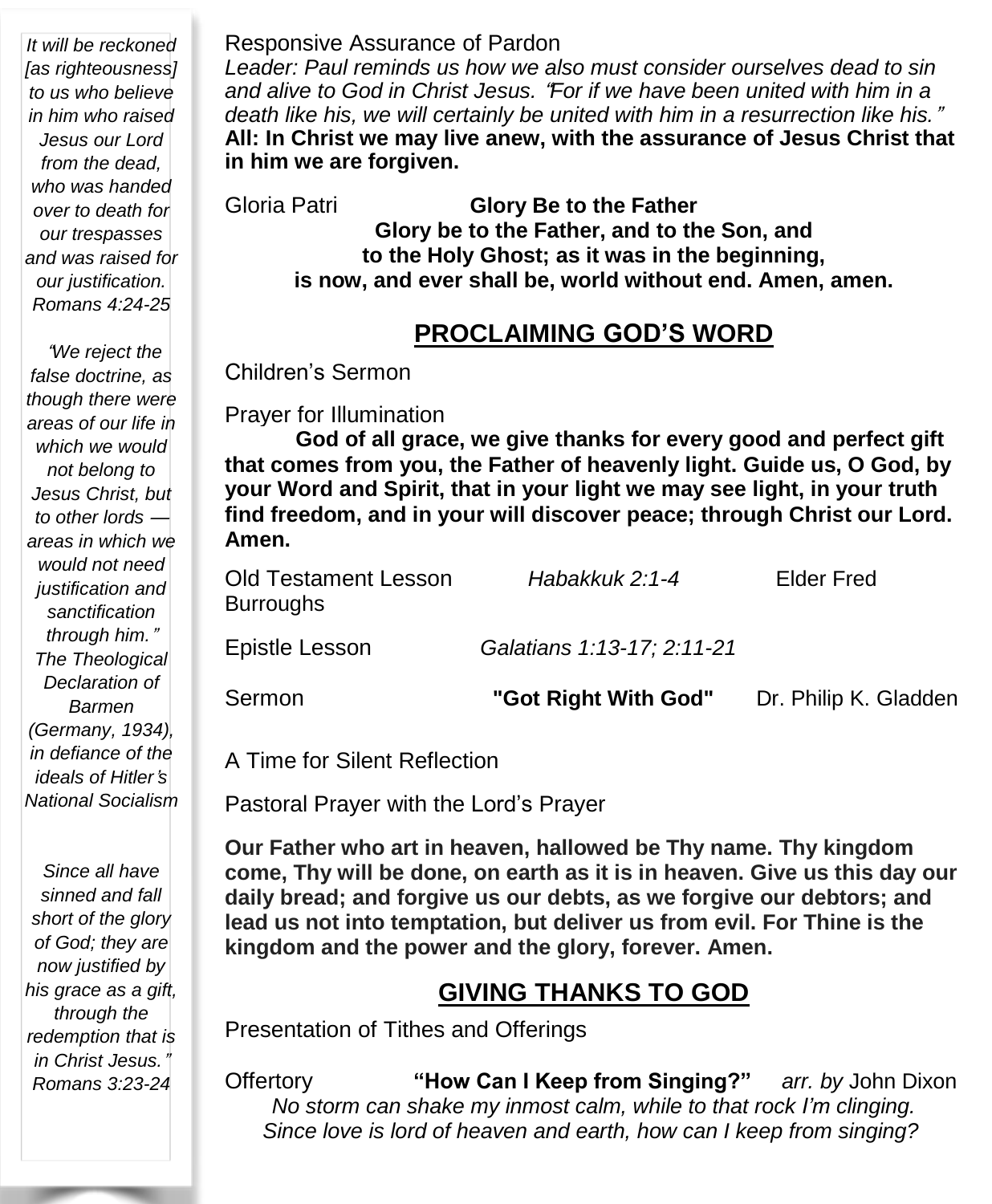*It will be reckoned [as righteousness] to us who believe in him who raised Jesus our Lord from the dead, who was handed over to death for our trespasses and was raised for our justification. Romans 4:24-25*

*"We reject the false doctrine, as though there were areas of our life in which we would not belong to Jesus Christ, but to other lords — areas in which we would not need justification and sanctification through him." The Theological Declaration of Barmen (Germany, 1934), in defiance of the ideals of Hitler's National Socialism*

*Since all have sinned and fall short of the glory of God; they are now justified by his grace as a gift, through the redemption that is in Christ Jesus." Romans 3:23-24*

Responsive Assurance of Pardon

*Leader: Paul reminds us how we also must consider ourselves dead to sin and alive to God in Christ Jesus. "For if we have been united with him in a death like his, we will certainly be united with him in a resurrection like his."*

**All: In Christ we may live anew, with the assurance of Jesus Christ that in him we are forgiven.**

Gloria Patri **Glory Be to the Father**

**Glory be to the Father, and to the Son, and**
**to the Holy Ghost; as it was in the beginning,**
**is now, and ever shall be, world without end. Amen, amen.**

## PROCLAIMING GOD'S WORD

Children's Sermon

Prayer for Illumination

**God of all grace, we give thanks for every good and perfect gift that comes from you, the Father of heavenly light. Guide us, O God, by your Word and Spirit, that in your light we may see light, in your truth find freedom, and in your will discover peace; through Christ our Lord. Amen.**

Old Testament Lesson *Habakkuk 2:1-4* Elder Fred Burroughs

Epistle Lesson *Galatians 1:13-17; 2:11-21*

Sermon **"Got Right With God"** Dr. Philip K. Gladden

A Time for Silent Reflection

Pastoral Prayer with the Lord's Prayer

**Our Father who art in heaven, hallowed be Thy name. Thy kingdom come, Thy will be done, on earth as it is in heaven. Give us this day our daily bread; and forgive us our debts, as we forgive our debtors; and lead us not into temptation, but deliver us from evil. For Thine is the kingdom and the power and the glory, forever. Amen.**

## GIVING THANKS TO GOD

Presentation of Tithes and Offerings

Offertory **"How Can I Keep from Singing?"** *arr. by* John Dixon

*No storm can shake my inmost calm, while to that rock I'm clinging.*
*Since love is lord of heaven and earth, how can I keep from singing?*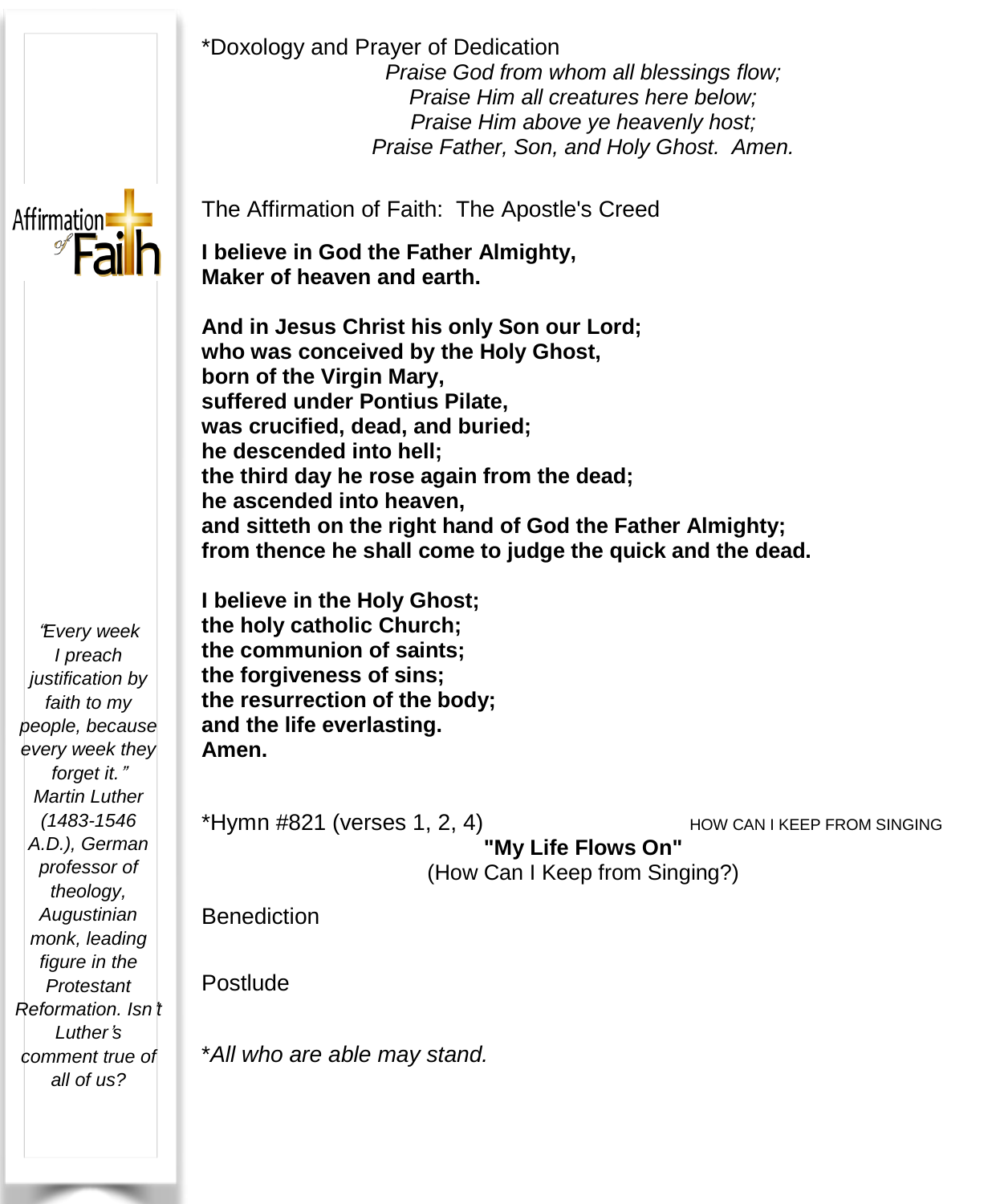*Doxology and Prayer of Dedication

*Praise God from whom all blessings flow;*
*Praise Him all creatures here below;*
*Praise Him above ye heavenly host;*
*Praise Father, Son, and Holy Ghost. Amen.*

Affirmation of Faith

The Affirmation of Faith: The Apostle's Creed

**I believe in God the Father Almighty,**
**Maker of heaven and earth.**

**And in Jesus Christ his only Son our Lord;**
**who was conceived by the Holy Ghost,**
**born of the Virgin Mary,**
**suffered under Pontius Pilate,**
**was crucified, dead, and buried;**
**he descended into hell;**
**the third day he rose again from the dead;**
**he ascended into heaven,**
**and sitteth on the right hand of God the Father Almighty;**
**from thence he shall come to judge the quick and the dead.**

**I believe in the Holy Ghost;**
**the holy catholic Church;**
**the communion of saints;**
**the forgiveness of sins;**
**the resurrection of the body;**
**and the life everlasting.**
**Amen.**

*"Every week I preach justification by faith to my people, because every week they forget it." Martin Luther (1483-1546 A.D.), German professor of theology, Augustinian monk, leading figure in the Protestant Reformation. Isn't Luther's comment true of all of us?*

*Hymn #821 (verses 1, 2, 4) HOW CAN I KEEP FROM SINGING

**"My Life Flows On"**
(How Can I Keep from Singing?)

Benediction

Postlude

**All who are able may stand.*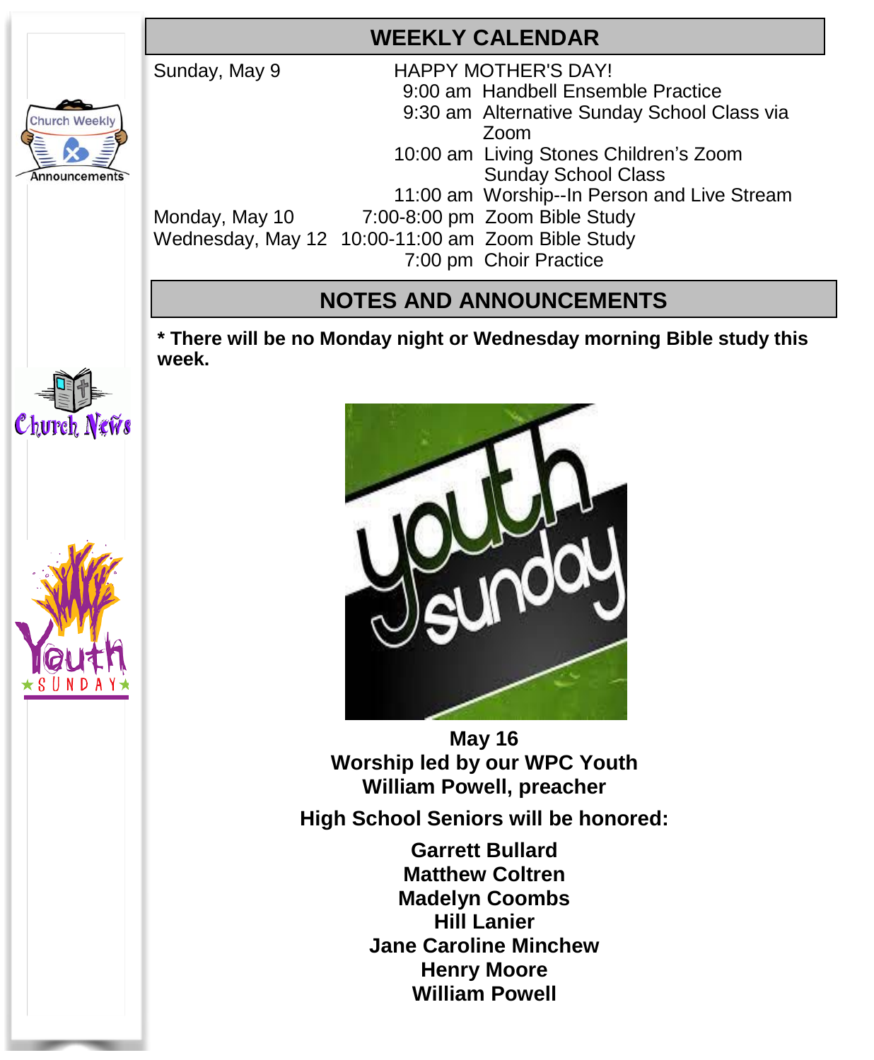## WEEKLY CALENDAR

| | | |
|---|---|---|
| Sunday, May 9 | | HAPPY MOTHER'S DAY! |
| | 9:00 am | Handbell Ensemble Practice |
| | 9:30 am | Alternative Sunday School Class via Zoom |
| | 10:00 am | Living Stones Children's Zoom Sunday School Class |
| | 11:00 am | Worship--In Person and Live Stream |
| Monday, May 10 | 7:00-8:00 pm | Zoom Bible Study |
| Wednesday, May 12 | 10:00-11:00 am | Zoom Bible Study |
| | 7:00 pm | Choir Practice |

## NOTES AND ANNOUNCEMENTS

**\* There will be no Monday night or Wednesday morning Bible study this week.**

**May 16**
**Worship led by our WPC Youth**
**William Powell, preacher**

**High School Seniors will be honored:**

**Garrett Bullard**
**Matthew Coltren**
**Madelyn Coombs**
**Hill Lanier**
**Jane Caroline Minchew**
**Henry Moore**
**William Powell**